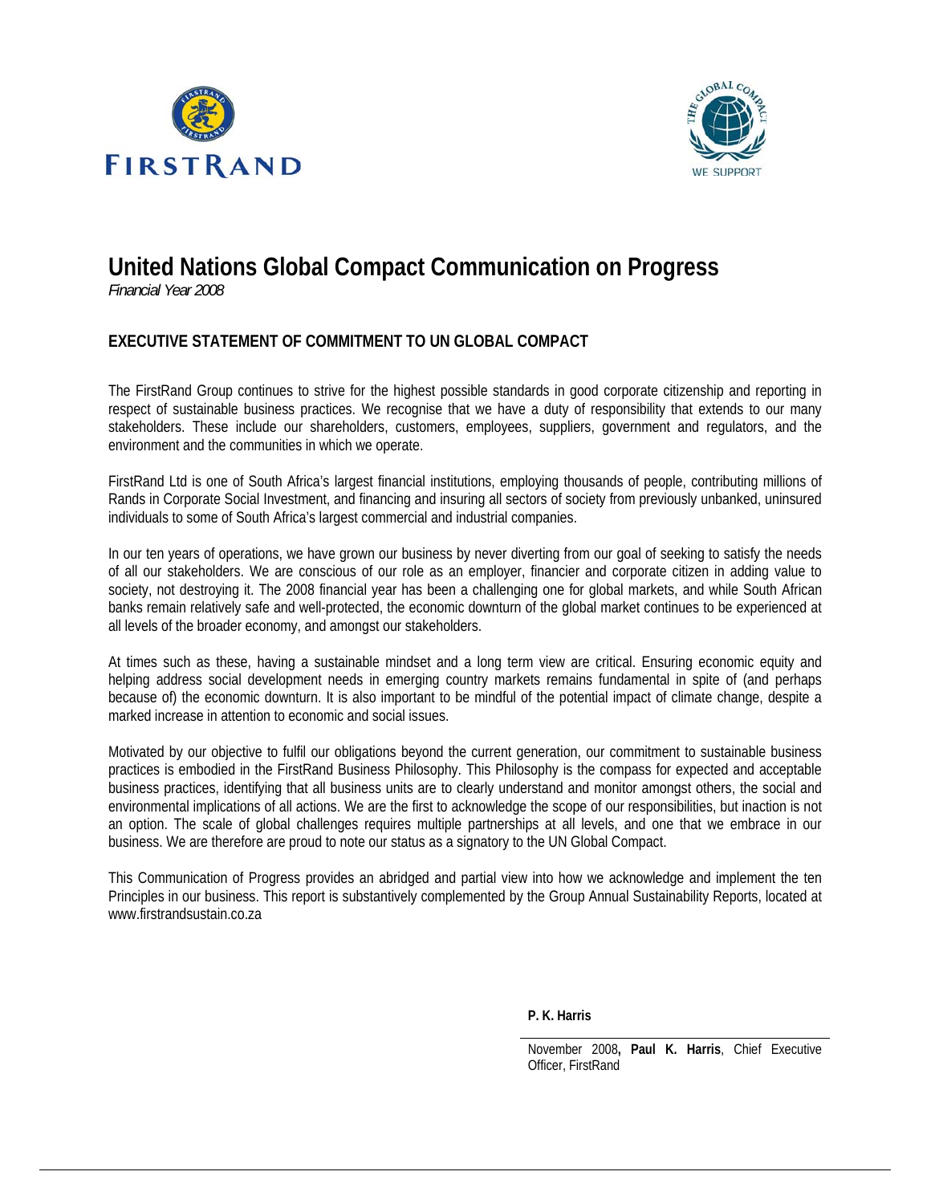# United Nations Global Compact Communication on Progress

*Financial Year 2008*

## EXECUTIVE STATEMENT OF COMMITMENT TO UN GLOBAL COMPACT

The FirstRand Group continues to strive for the highest possible standards in good corporate citizenship and reporting in respect of sustainable business practices. We recognise that we have a duty of responsibility that extends to our many stakeholders. These include our shareholders, customers, employees, suppliers, government and regulators, and the environment and the communities in which we operate.

FirstRand Ltd is one of South Africa's largest financial institutions, employing thousands of people, contributing millions of Rands in Corporate Social Investment, and financing and insuring all sectors of society from previously unbanked, uninsured individuals to some of South Africa's largest commercial and industrial companies.

In our ten years of operations, we have grown our business by never diverting from our goal of seeking to satisfy the needs of all our stakeholders. We are conscious of our role as an employer, financier and corporate citizen in adding value to society, not destroying it. The 2008 financial year has been a challenging one for global markets, and while South African banks remain relatively safe and well-protected, the economic downturn of the global market continues to be experienced at all levels of the broader economy, and amongst our stakeholders.

At times such as these, having a sustainable mindset and a long term view are critical. Ensuring economic equity and helping address social development needs in emerging country markets remains fundamental in spite of (and perhaps because of) the economic downturn. It is also important to be mindful of the potential impact of climate change, despite a marked increase in attention to economic and social issues.

Motivated by our objective to fulfil our obligations beyond the current generation, our commitment to sustainable business practices is embodied in the FirstRand Business Philosophy. This Philosophy is the compass for expected and acceptable business practices, identifying that all business units are to clearly understand and monitor amongst others, the social and environmental implications of all actions. We are the first to acknowledge the scope of our responsibilities, but inaction is not an option. The scale of global challenges requires multiple partnerships at all levels, and one that we embrace in our business. We are therefore are proud to note our status as a signatory to the UN Global Compact.

This Communication of Progress provides an abridged and partial view into how we acknowledge and implement the ten Principles in our business. This report is substantively complemented by the Group Annual Sustainability Reports, located at www.firstrandsustain.co.za

**P. K. Harris**

November 2008**, Paul K. Harris**, Chief Executive Officer, FirstRand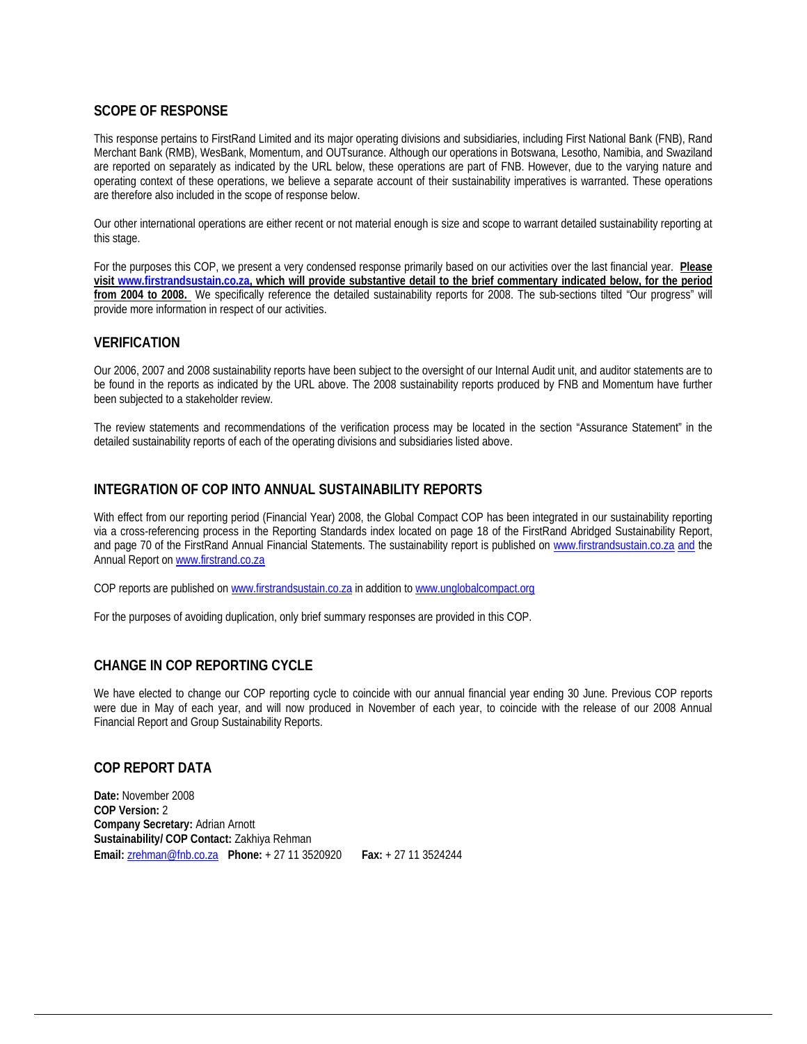## SCOPE OF RESPONSE

This response pertains to FirstRand Limited and its major operating divisions and subsidiaries, including First National Bank (FNB), Rand Merchant Bank (RMB), WesBank, Momentum, and OUTsurance. Although our operations in Botswana, Lesotho, Namibia, and Swaziland are reported on separately as indicated by the URL below, these operations are part of FNB. However, due to the varying nature and operating context of these operations, we believe a separate account of their sustainability imperatives is warranted. These operations are therefore also included in the scope of response below.

Our other international operations are either recent or not material enough is size and scope to warrant detailed sustainability reporting at this stage.

For the purposes this COP, we present a very condensed response primarily based on our activities over the last financial year. **Please visit www.firstrandsustain.co.za, which will provide substantive detail to the brief commentary indicated below, for the period from 2004 to 2008.** We specifically reference the detailed sustainability reports for 2008. The sub-sections tilted "Our progress" will provide more information in respect of our activities.

## VERIFICATION

Our 2006, 2007 and 2008 sustainability reports have been subject to the oversight of our Internal Audit unit, and auditor statements are to be found in the reports as indicated by the URL above. The 2008 sustainability reports produced by FNB and Momentum have further been subjected to a stakeholder review.

The review statements and recommendations of the verification process may be located in the section "Assurance Statement" in the detailed sustainability reports of each of the operating divisions and subsidiaries listed above.

## INTEGRATION OF COP INTO ANNUAL SUSTAINABILITY REPORTS

With effect from our reporting period (Financial Year) 2008, the Global Compact COP has been integrated in our sustainability reporting via a cross-referencing process in the Reporting Standards index located on page 18 of the FirstRand Abridged Sustainability Report, and page 70 of the FirstRand Annual Financial Statements. The sustainability report is published on www.firstrandsustain.co.za and the Annual Report on www.firstrand.co.za

COP reports are published on www.firstrandsustain.co.za in addition to www.unglobalcompact.org

For the purposes of avoiding duplication, only brief summary responses are provided in this COP.

## CHANGE IN COP REPORTING CYCLE

We have elected to change our COP reporting cycle to coincide with our annual financial year ending 30 June. Previous COP reports were due in May of each year, and will now produced in November of each year, to coincide with the release of our 2008 Annual Financial Report and Group Sustainability Reports.

## COP REPORT DATA

**Date:** November 2008
**COP Version:** 2
**Company Secretary:** Adrian Arnott
**Sustainability/ COP Contact:** Zakhiya Rehman
**Email:** zrehman@fnb.co.za **Phone:** + 27 11 3520920 **Fax:** + 27 11 3524244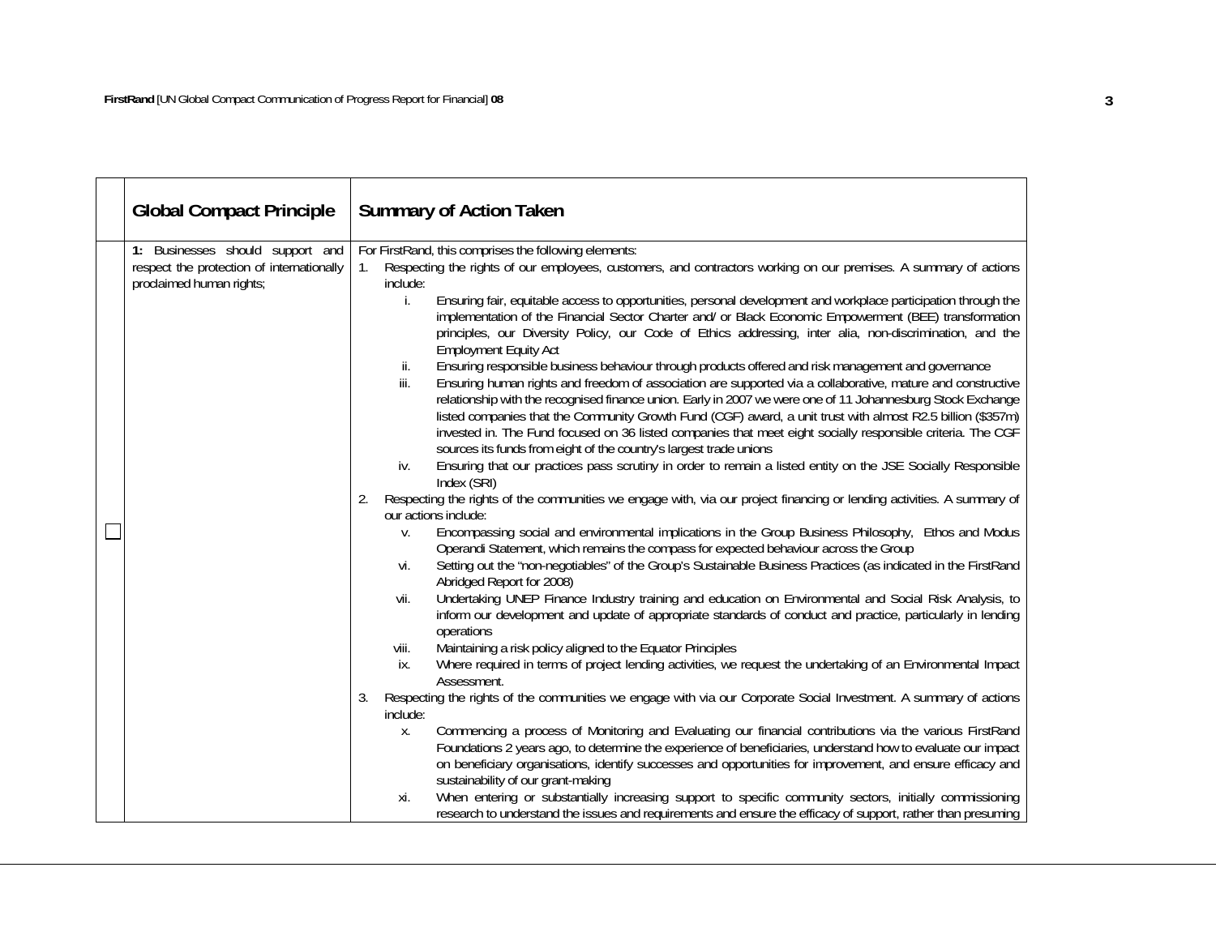|  | Global Compact Principle | Summary of Action Taken |
|---|---|---|
| ☐ | **1:** Businesses should support and respect the protection of internationally proclaimed human rights; | For FirstRand, this comprises the following elements:<br>1. Respecting the rights of our employees, customers, and contractors working on our premises. A summary of actions include:<br>i. Ensuring fair, equitable access to opportunities, personal development and workplace participation through the implementation of the Financial Sector Charter and/ or Black Economic Empowerment (BEE) transformation principles, our Diversity Policy, our Code of Ethics addressing, inter alia, non-discrimination, and the Employment Equity Act<br>ii. Ensuring responsible business behaviour through products offered and risk management and governance<br>iii. Ensuring human rights and freedom of association are supported via a collaborative, mature and constructive relationship with the recognised finance union. Early in 2007 we were one of 11 Johannesburg Stock Exchange listed companies that the Community Growth Fund (CGF) award, a unit trust with almost R2.5 billion ($357m) invested in. The Fund focused on 36 listed companies that meet eight socially responsible criteria. The CGF sources its funds from eight of the country's largest trade unions<br>iv. Ensuring that our practices pass scrutiny in order to remain a listed entity on the JSE Socially Responsible Index (SRI)<br>2. Respecting the rights of the communities we engage with, via our project financing or lending activities. A summary of our actions include:<br>v. Encompassing social and environmental implications in the Group Business Philosophy, Ethos and Modus Operandi Statement, which remains the compass for expected behaviour across the Group<br>vi. Setting out the "non-negotiables" of the Group's Sustainable Business Practices (as indicated in the FirstRand Abridged Report for 2008)<br>vii. Undertaking UNEP Finance Industry training and education on Environmental and Social Risk Analysis, to inform our development and update of appropriate standards of conduct and practice, particularly in lending operations<br>viii. Maintaining a risk policy aligned to the Equator Principles<br>ix. Where required in terms of project lending activities, we request the undertaking of an Environmental Impact Assessment.<br>3. Respecting the rights of the communities we engage with via our Corporate Social Investment. A summary of actions include:<br>x. Commencing a process of Monitoring and Evaluating our financial contributions via the various FirstRand Foundations 2 years ago, to determine the experience of beneficiaries, understand how to evaluate our impact on beneficiary organisations, identify successes and opportunities for improvement, and ensure efficacy and sustainability of our grant-making<br>xi. When entering or substantially increasing support to specific community sectors, initially commissioning research to understand the issues and requirements and ensure the efficacy of support, rather than presuming |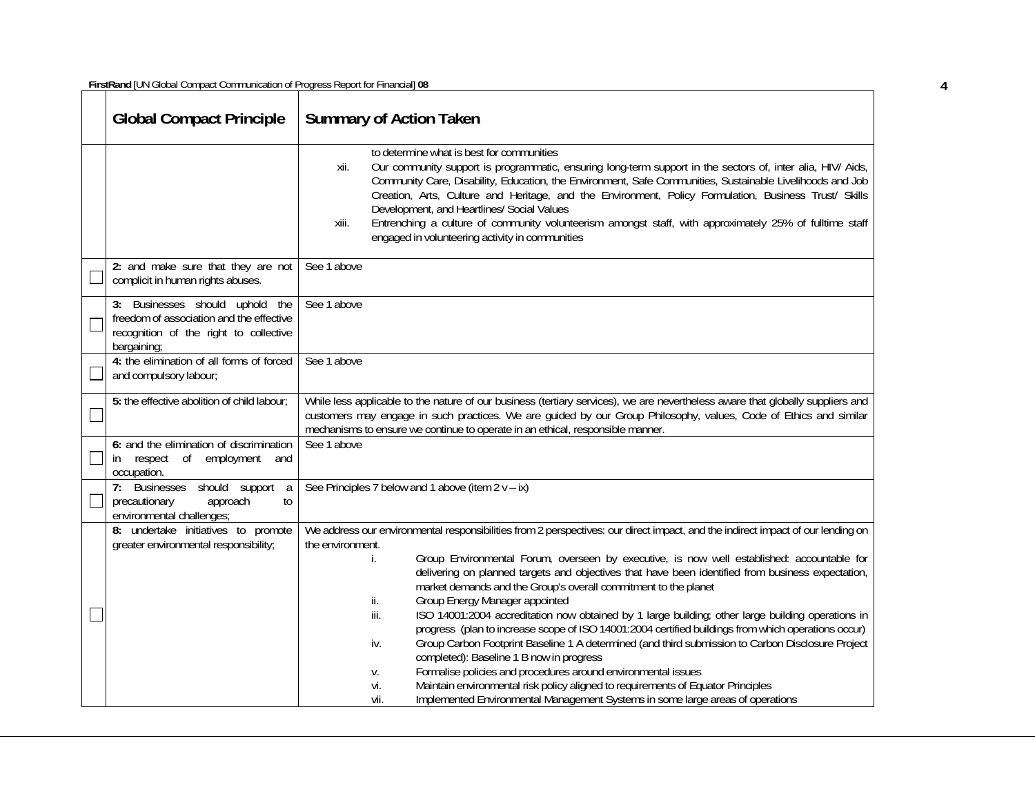| | Global Compact Principle | Summary of Action Taken |
|---|---|---|
| | | to determine what is best for communities<br>xii. Our community support is programmatic, ensuring long-term support in the sectors of, inter alia, HIV/ Aids, Community Care, Disability, Education, the Environment, Safe Communities, Sustainable Livelihoods and Job Creation, Arts, Culture and Heritage, and the Environment, Policy Formulation, Business Trust/ Skills Development, and Heartlines/ Social Values<br>xiii. Entrenching a culture of community volunteerism amongst staff, with approximately 25% of fulltime staff engaged in volunteering activity in communities |
| ☐ | **2:** and make sure that they are not complicit in human rights abuses. | See 1 above |
| ☐ | **3:** Businesses should uphold the freedom of association and the effective recognition of the right to collective bargaining; | See 1 above |
| ☐ | **4:** the elimination of all forms of forced and compulsory labour; | See 1 above |
| ☐ | **5:** the effective abolition of child labour; | While less applicable to the nature of our business (tertiary services), we are nevertheless aware that globally suppliers and customers may engage in such practices. We are guided by our Group Philosophy, values, Code of Ethics and similar mechanisms to ensure we continue to operate in an ethical, responsible manner. |
| ☐ | **6:** and the elimination of discrimination in respect of employment and occupation. | See 1 above |
| ☐ | **7:** Businesses should support a precautionary approach to environmental challenges; | See Principles 7 below and 1 above (item 2 v – ix) |
| ☐ | **8:** undertake initiatives to promote greater environmental responsibility; | We address our environmental responsibilities from 2 perspectives: our direct impact, and the indirect impact of our lending on the environment.<br>i. Group Environmental Forum, overseen by executive, is now well established: accountable for delivering on planned targets and objectives that have been identified from business expectation, market demands and the Group's overall commitment to the planet<br>ii. Group Energy Manager appointed<br>iii. ISO 14001:2004 accreditation now obtained by 1 large building; other large building operations in progress (plan to increase scope of ISO 14001:2004 certified buildings from which operations occur)<br>iv. Group Carbon Footprint Baseline 1 A determined (and third submission to Carbon Disclosure Project completed): Baseline 1 B now in progress<br>v. Formalise policies and procedures around environmental issues<br>vi. Maintain environmental risk policy aligned to requirements of Equator Principles<br>vii. Implemented Environmental Management Systems in some large areas of operations |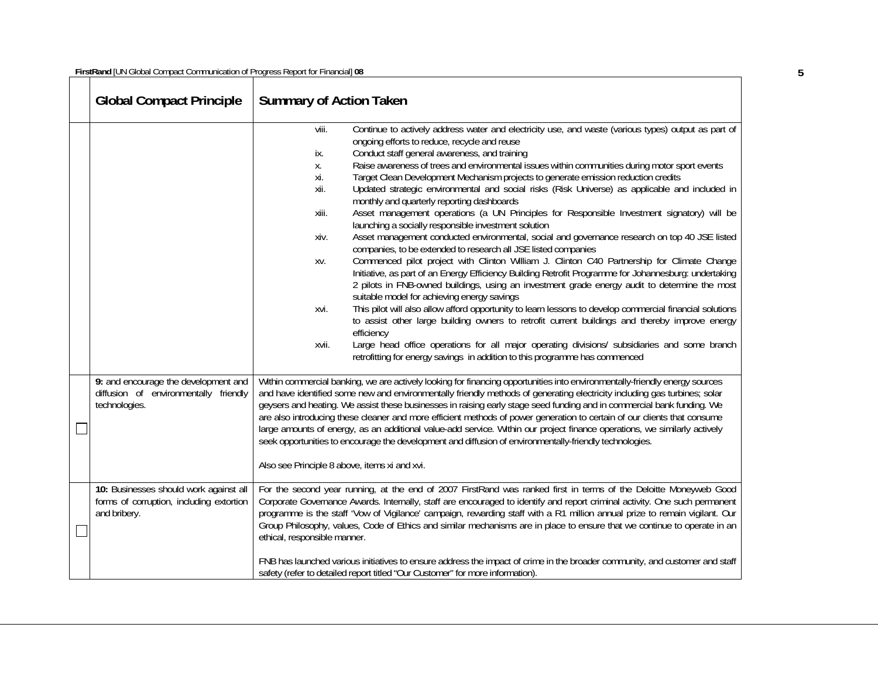| | Global Compact Principle | Summary of Action Taken |
|---|---|---|
| | | viii. Continue to actively address water and electricity use, and waste (various types) output as part of ongoing efforts to reduce, recycle and reuse<br>ix. Conduct staff general awareness, and training<br>x. Raise awareness of trees and environmental issues within communities during motor sport events<br>xi. Target Clean Development Mechanism projects to generate emission reduction credits<br>xii. Updated strategic environmental and social risks (Risk Universe) as applicable and included in monthly and quarterly reporting dashboards<br>xiii. Asset management operations (a UN Principles for Responsible Investment signatory) will be launching a socially responsible investment solution<br>xiv. Asset management conducted environmental, social and governance research on top 40 JSE listed companies, to be extended to research all JSE listed companies<br>xv. Commenced pilot project with Clinton William J. Clinton C40 Partnership for Climate Change Initiative, as part of an Energy Efficiency Building Retrofit Programme for Johannesburg: undertaking 2 pilots in FNB-owned buildings, using an investment grade energy audit to determine the most suitable model for achieving energy savings<br>xvi. This pilot will also allow afford opportunity to learn lessons to develop commercial financial solutions to assist other large building owners to retrofit current buildings and thereby improve energy efficiency<br>xvii. Large head office operations for all major operating divisions/ subsidiaries and some branch retrofitting for energy savings in addition to this programme has commenced |
| ☐ | **9:** and encourage the development and diffusion of environmentally friendly technologies. | Within commercial banking, we are actively looking for financing opportunities into environmentally-friendly energy sources and have identified some new and environmentally friendly methods of generating electricity including gas turbines; solar geysers and heating. We assist these businesses in raising early stage seed funding and in commercial bank funding. We are also introducing these cleaner and more efficient methods of power generation to certain of our clients that consume large amounts of energy, as an additional value-add service. Within our project finance operations, we similarly actively seek opportunities to encourage the development and diffusion of environmentally-friendly technologies.<br><br>Also see Principle 8 above, items xi and xvi. |
| ☐ | **10:** Businesses should work against all forms of corruption, including extortion and bribery. | For the second year running, at the end of 2007 FirstRand was ranked first in terms of the Deloitte Moneyweb Good Corporate Governance Awards. Internally, staff are encouraged to identify and report criminal activity. One such permanent programme is the staff 'Vow of Vigilance' campaign, rewarding staff with a R1 million annual prize to remain vigilant. Our Group Philosophy, values, Code of Ethics and similar mechanisms are in place to ensure that we continue to operate in an ethical, responsible manner.<br><br>FNB has launched various initiatives to ensure address the impact of crime in the broader community, and customer and staff safety (refer to detailed report titled "Our Customer" for more information). |